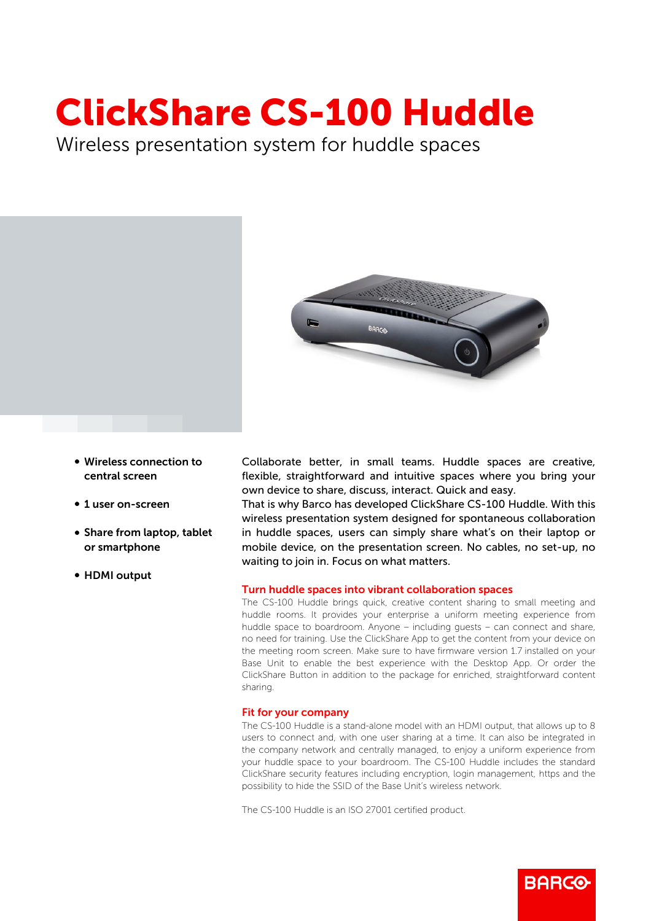# ClickShare CS-100 Huddle

Wireless presentation system for huddle spaces

- **Wireless connection to central screen**
- **1 user on-screen**
- **Share from laptop, tablet or smartphone**
- **HDMI output**

Collaborate better, in small teams. Huddle spaces are creative, flexible, straightforward and intuitive spaces where you bring your own device to share, discuss, interact. Quick and easy.
That is why Barco has developed ClickShare CS-100 Huddle. With this wireless presentation system designed for spontaneous collaboration in huddle spaces, users can simply share what's on their laptop or mobile device, on the presentation screen. No cables, no set-up, no waiting to join in. Focus on what matters.

## Turn huddle spaces into vibrant collaboration spaces

The CS-100 Huddle brings quick, creative content sharing to small meeting and huddle rooms. It provides your enterprise a uniform meeting experience from huddle space to boardroom. Anyone – including guests – can connect and share, no need for training. Use the ClickShare App to get the content from your device on the meeting room screen. Make sure to have firmware version 1.7 installed on your Base Unit to enable the best experience with the Desktop App. Or order the ClickShare Button in addition to the package for enriched, straightforward content sharing.

## Fit for your company

The CS-100 Huddle is a stand-alone model with an HDMI output, that allows up to 8 users to connect and, with one user sharing at a time. It can also be integrated in the company network and centrally managed, to enjoy a uniform experience from your huddle space to your boardroom. The CS-100 Huddle includes the standard ClickShare security features including encryption, login management, https and the possibility to hide the SSID of the Base Unit's wireless network.

The CS-100 Huddle is an ISO 27001 certified product.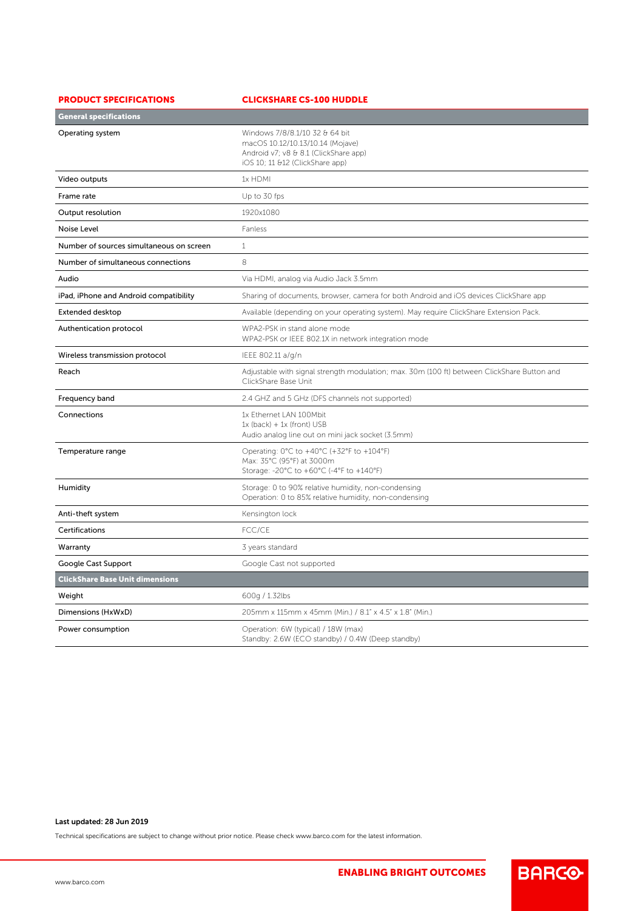| PRODUCT SPECIFICATIONS | CLICKSHARE CS-100 HUDDLE |
|---|---|
| **General specifications** | |
| Operating system | Windows 7/8/8.1/10 32 & 64 bit<br>macOS 10.12/10.13/10.14 (Mojave)<br>Android v7; v8 & 8.1 (ClickShare app)<br>iOS 10; 11 &12 (ClickShare app) |
| Video outputs | 1x HDMI |
| Frame rate | Up to 30 fps |
| Output resolution | 1920x1080 |
| Noise Level | Fanless |
| Number of sources simultaneous on screen | 1 |
| Number of simultaneous connections | 8 |
| Audio | Via HDMI, analog via Audio Jack 3.5mm |
| iPad, iPhone and Android compatibility | Sharing of documents, browser, camera for both Android and iOS devices ClickShare app |
| Extended desktop | Available (depending on your operating system). May require ClickShare Extension Pack. |
| Authentication protocol | WPA2-PSK in stand alone mode<br>WPA2-PSK or IEEE 802.1X in network integration mode |
| Wireless transmission protocol | IEEE 802.11 a/g/n |
| Reach | Adjustable with signal strength modulation; max. 30m (100 ft) between ClickShare Button and ClickShare Base Unit |
| Frequency band | 2.4 GHZ and 5 GHz (DFS channels not supported) |
| Connections | 1x Ethernet LAN 100Mbit<br>1x (back) + 1x (front) USB<br>Audio analog line out on mini jack socket (3.5mm) |
| Temperature range | Operating: 0°C to +40°C (+32°F to +104°F)<br>Max: 35°C (95°F) at 3000m<br>Storage: -20°C to +60°C (-4°F to +140°F) |
| Humidity | Storage: 0 to 90% relative humidity, non-condensing<br>Operation: 0 to 85% relative humidity, non-condensing |
| Anti-theft system | Kensington lock |
| Certifications | FCC/CE |
| Warranty | 3 years standard |
| Google Cast Support | Google Cast not supported |
| **ClickShare Base Unit dimensions** | |
| Weight | 600g / 1.32lbs |
| Dimensions (HxWxD) | 205mm x 115mm x 45mm (Min.) / 8.1" x 4.5" x 1.8" (Min.) |
| Power consumption | Operation: 6W (typical) / 18W (max)<br>Standby: 2.6W (ECO standby) / 0.4W (Deep standby) |

**Last updated: 28 Jun 2019**

Technical specifications are subject to change without prior notice. Please check www.barco.com for the latest information.

www.barco.com

ENABLING BRIGHT OUTCOMES

BARCO